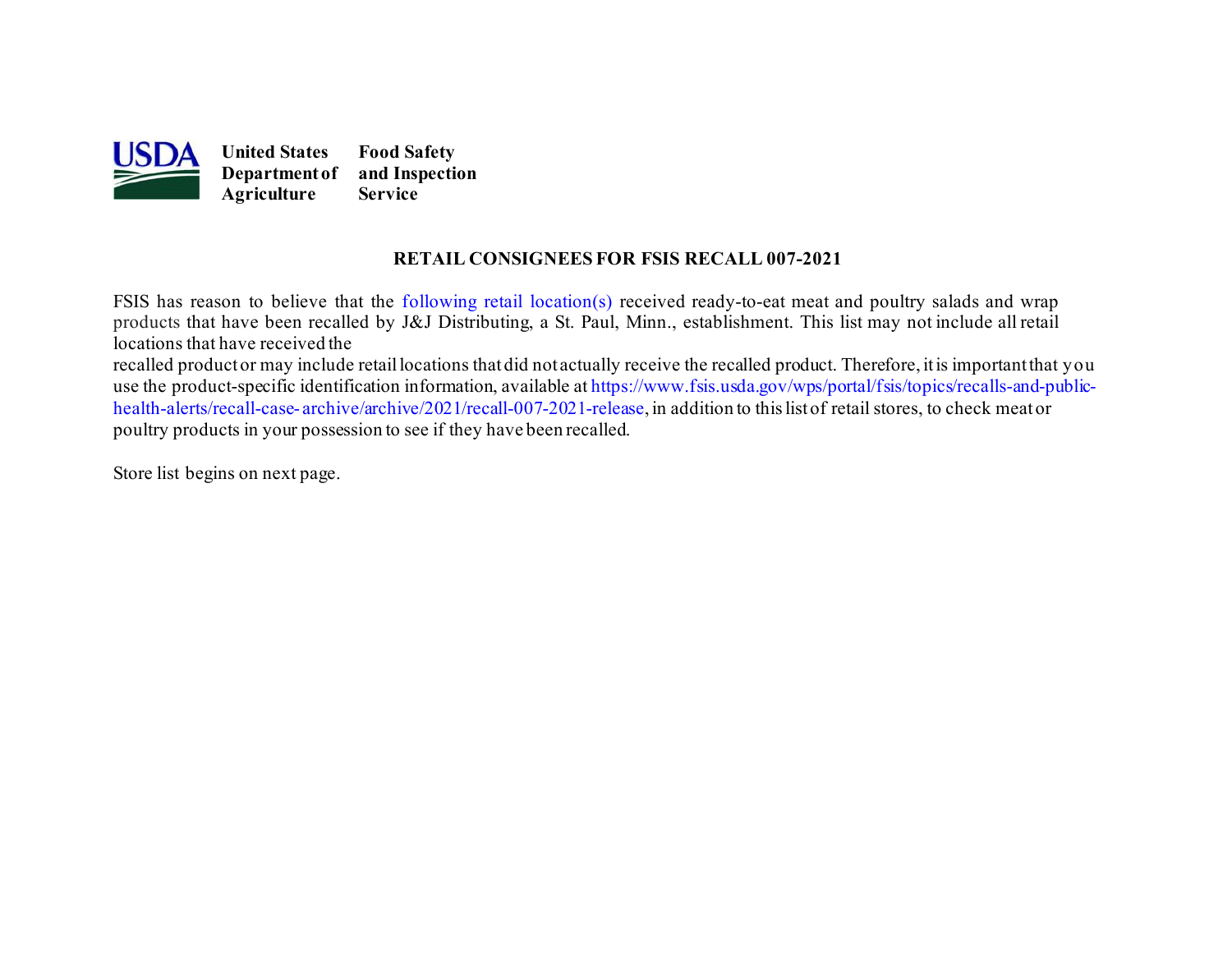**United States Department of Agriculture** | **Food Safety and Inspection Service**

## RETAIL CONSIGNEES FOR FSIS RECALL 007-2021

FSIS has reason to believe that the following retail location(s) received ready-to-eat meat and poultry salads and wrap products that have been recalled by J&J Distributing, a St. Paul, Minn., establishment. This list may not include all retail locations that have received the recalled product or may include retail locations that did not actually receive the recalled product. Therefore, it is important that you use the product-specific identification information, available at https://www.fsis.usda.gov/wps/portal/fsis/topics/recalls-and-public-health-alerts/recall-case-archive/archive/2021/recall-007-2021-release, in addition to this list of retail stores, to check meat or poultry products in your possession to see if they have been recalled.

Store list begins on next page.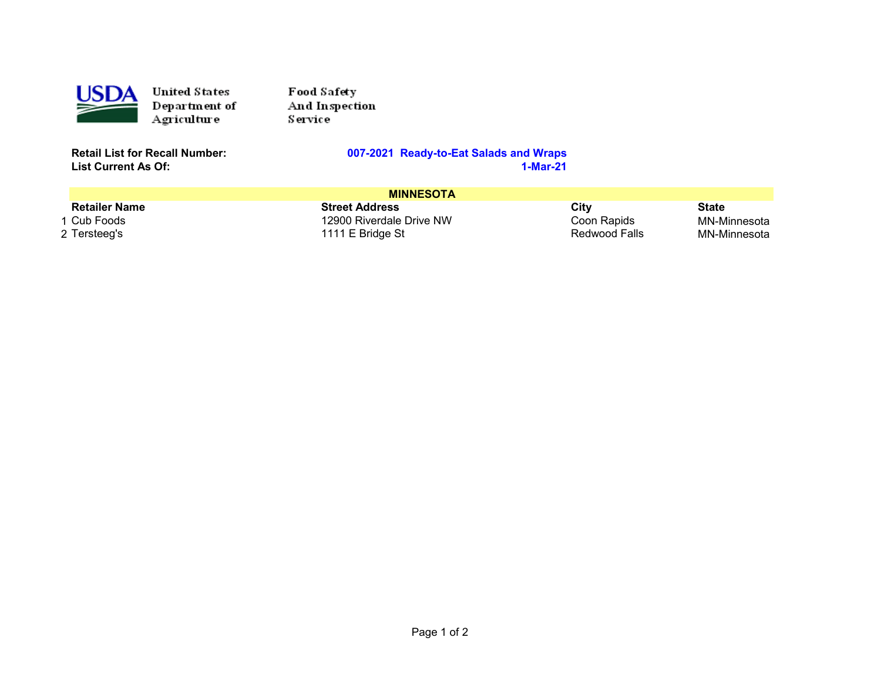United States Department of Agriculture — Food Safety And Inspection Service

**Retail List for Recall Number:** **007-2021 Ready-to-Eat Salads and Wraps**
**List Current As Of:** **1-Mar-21**

| | Retailer Name | Street Address | City | State |
|---|---|---|---|---|
| | **MINNESOTA** | | | |
| 1 | Cub Foods | 12900 Riverdale Drive NW | Coon Rapids | MN-Minnesota |
| 2 | Tersteeg's | 1111 E Bridge St | Redwood Falls | MN-Minnesota |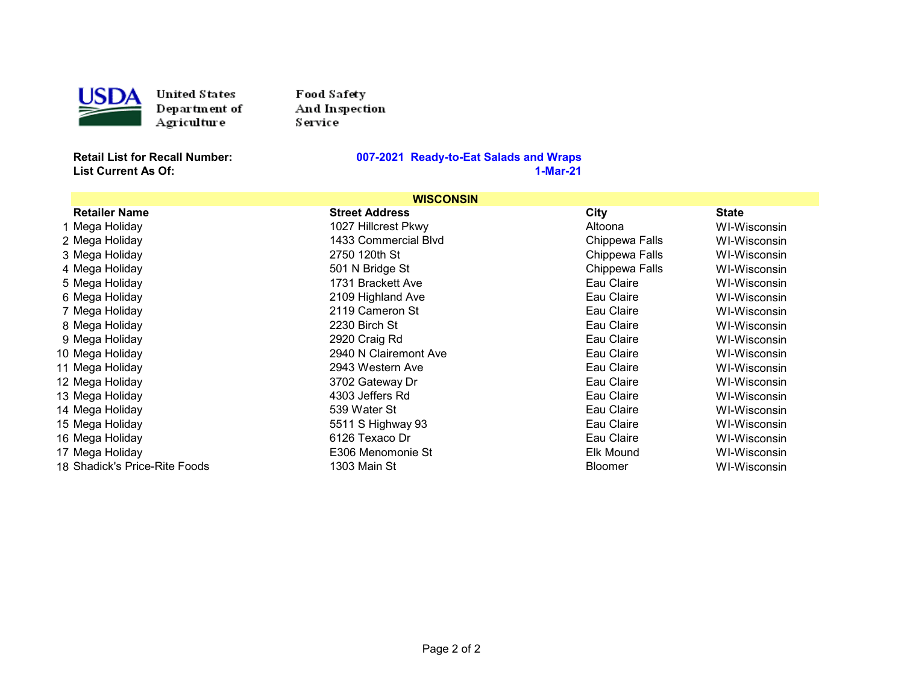United States Department of Agriculture

Food Safety And Inspection Service

**Retail List for Recall Number:** **007-2021 Ready-to-Eat Salads and Wraps**

**List Current As Of:** **1-Mar-21**

## WISCONSIN

| | Retailer Name | Street Address | City | State |
|---|---|---|---|---|
| 1 | Mega Holiday | 1027 Hillcrest Pkwy | Altoona | WI-Wisconsin |
| 2 | Mega Holiday | 1433 Commercial Blvd | Chippewa Falls | WI-Wisconsin |
| 3 | Mega Holiday | 2750 120th St | Chippewa Falls | WI-Wisconsin |
| 4 | Mega Holiday | 501 N Bridge St | Chippewa Falls | WI-Wisconsin |
| 5 | Mega Holiday | 1731 Brackett Ave | Eau Claire | WI-Wisconsin |
| 6 | Mega Holiday | 2109 Highland Ave | Eau Claire | WI-Wisconsin |
| 7 | Mega Holiday | 2119 Cameron St | Eau Claire | WI-Wisconsin |
| 8 | Mega Holiday | 2230 Birch St | Eau Claire | WI-Wisconsin |
| 9 | Mega Holiday | 2920 Craig Rd | Eau Claire | WI-Wisconsin |
| 10 | Mega Holiday | 2940 N Clairemont Ave | Eau Claire | WI-Wisconsin |
| 11 | Mega Holiday | 2943 Western Ave | Eau Claire | WI-Wisconsin |
| 12 | Mega Holiday | 3702 Gateway Dr | Eau Claire | WI-Wisconsin |
| 13 | Mega Holiday | 4303 Jeffers Rd | Eau Claire | WI-Wisconsin |
| 14 | Mega Holiday | 539 Water St | Eau Claire | WI-Wisconsin |
| 15 | Mega Holiday | 5511 S Highway 93 | Eau Claire | WI-Wisconsin |
| 16 | Mega Holiday | 6126 Texaco Dr | Eau Claire | WI-Wisconsin |
| 17 | Mega Holiday | E306 Menomonie St | Elk Mound | WI-Wisconsin |
| 18 | Shadick's Price-Rite Foods | 1303 Main St | Bloomer | WI-Wisconsin |